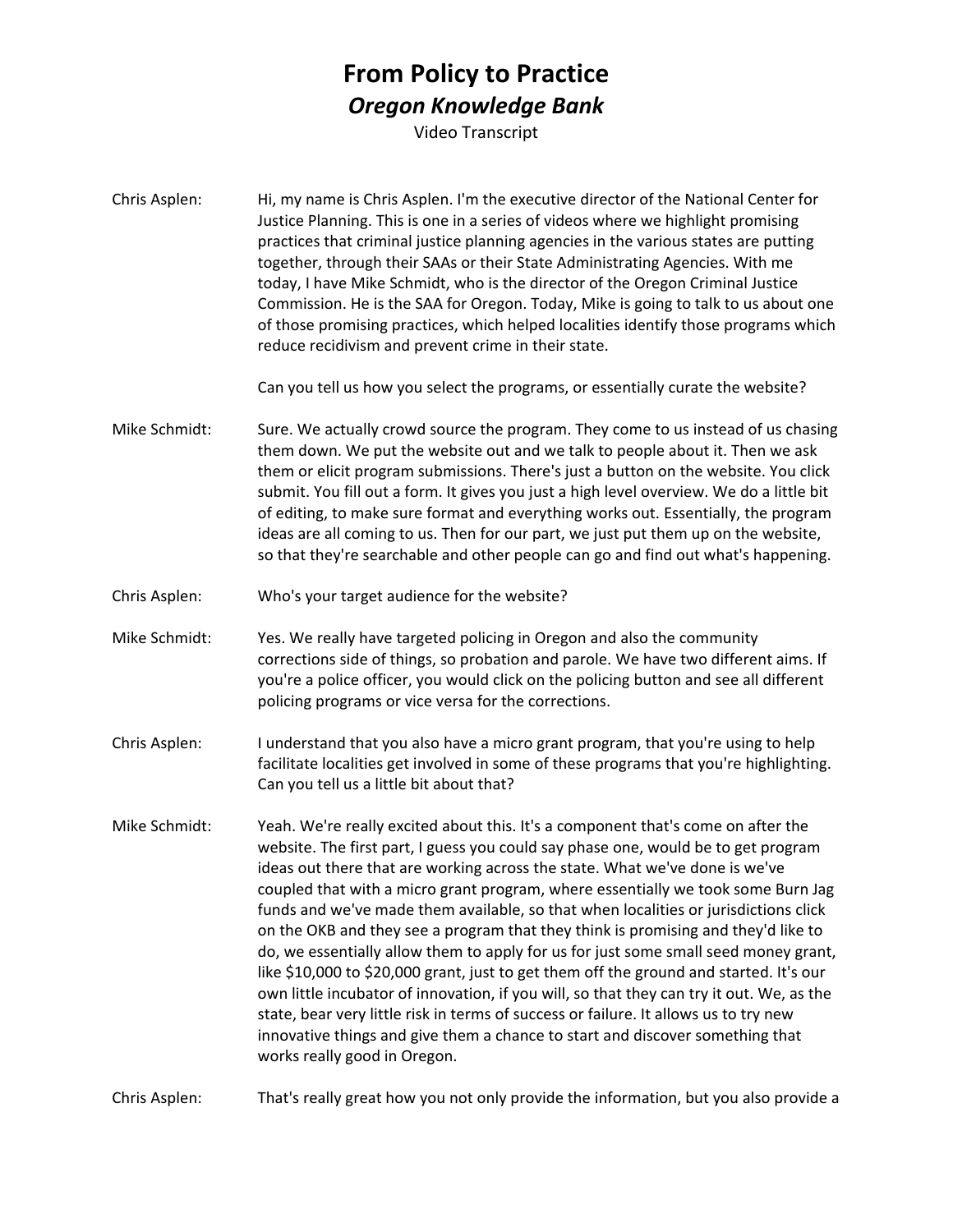# From Policy to Practice

## *Oregon Knowledge Bank*

Video Transcript

**Chris Asplen:** Hi, my name is Chris Asplen. I'm the executive director of the National Center for Justice Planning. This is one in a series of videos where we highlight promising practices that criminal justice planning agencies in the various states are putting together, through their SAAs or their State Administrating Agencies. With me today, I have Mike Schmidt, who is the director of the Oregon Criminal Justice Commission. He is the SAA for Oregon. Today, Mike is going to talk to us about one of those promising practices, which helped localities identify those programs which reduce recidivism and prevent crime in their state.

Can you tell us how you select the programs, or essentially curate the website?

**Mike Schmidt:** Sure. We actually crowd source the program. They come to us instead of us chasing them down. We put the website out and we talk to people about it. Then we ask them or elicit program submissions. There's just a button on the website. You click submit. You fill out a form. It gives you just a high level overview. We do a little bit of editing, to make sure format and everything works out. Essentially, the program ideas are all coming to us. Then for our part, we just put them up on the website, so that they're searchable and other people can go and find out what's happening.

**Chris Asplen:** Who's your target audience for the website?

**Mike Schmidt:** Yes. We really have targeted policing in Oregon and also the community corrections side of things, so probation and parole. We have two different aims. If you're a police officer, you would click on the policing button and see all different policing programs or vice versa for the corrections.

**Chris Asplen:** I understand that you also have a micro grant program, that you're using to help facilitate localities get involved in some of these programs that you're highlighting. Can you tell us a little bit about that?

**Mike Schmidt:** Yeah. We're really excited about this. It's a component that's come on after the website. The first part, I guess you could say phase one, would be to get program ideas out there that are working across the state. What we've done is we've coupled that with a micro grant program, where essentially we took some Burn Jag funds and we've made them available, so that when localities or jurisdictions click on the OKB and they see a program that they think is promising and they'd like to do, we essentially allow them to apply for us for just some small seed money grant, like $10,000 to $20,000 grant, just to get them off the ground and started. It's our own little incubator of innovation, if you will, so that they can try it out. We, as the state, bear very little risk in terms of success or failure. It allows us to try new innovative things and give them a chance to start and discover something that works really good in Oregon.

**Chris Asplen:** That's really great how you not only provide the information, but you also provide a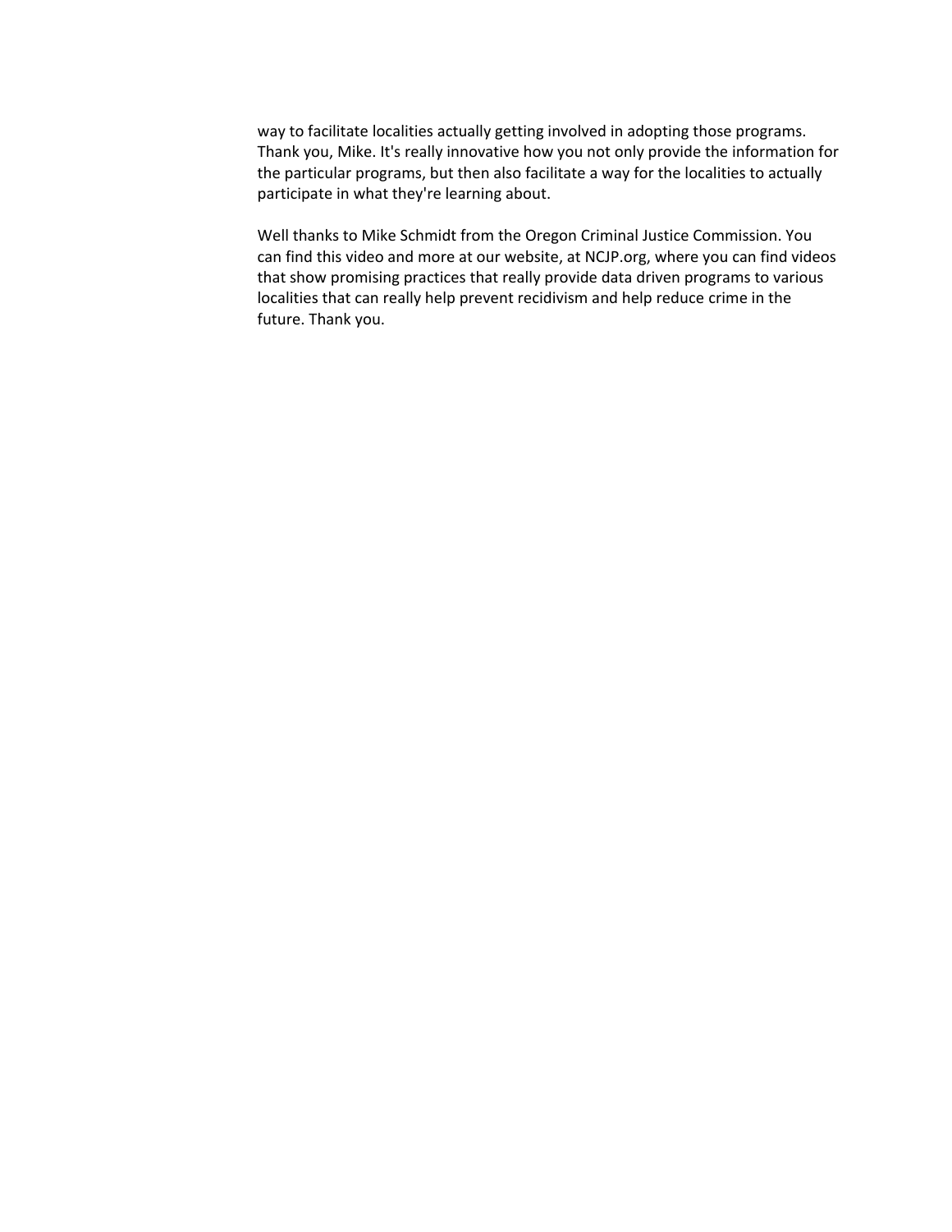way to facilitate localities actually getting involved in adopting those programs. Thank you, Mike. It's really innovative how you not only provide the information for the particular programs, but then also facilitate a way for the localities to actually participate in what they're learning about.

Well thanks to Mike Schmidt from the Oregon Criminal Justice Commission. You can find this video and more at our website, at NCJP.org, where you can find videos that show promising practices that really provide data driven programs to various localities that can really help prevent recidivism and help reduce crime in the future. Thank you.